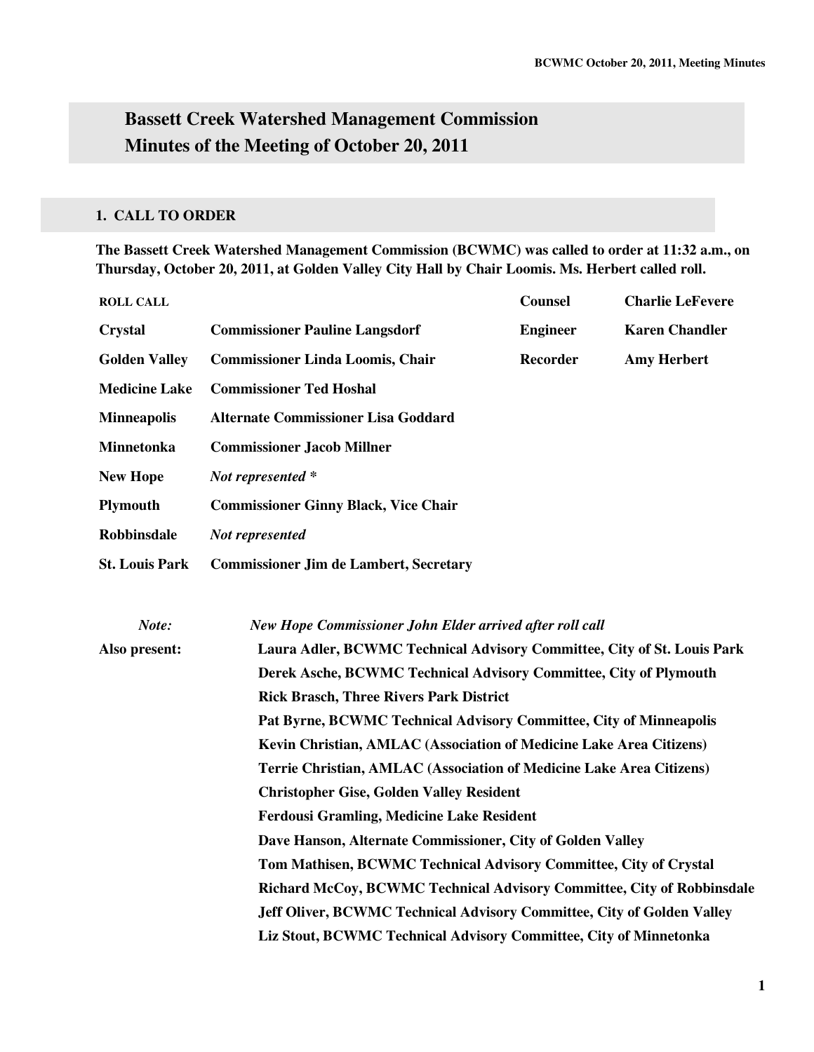# Bassett Creek Watershed Management Commission
# Minutes of the Meeting of October 20, 2011

## 1. CALL TO ORDER

**The Bassett Creek Watershed Management Commission (BCWMC) was called to order at 11:32 a.m., on Thursday, October 20, 2011, at Golden Valley City Hall by Chair Loomis. Ms. Herbert called roll.**

| ROLL CALL | | | |
|---|---|---|---|
| **Crystal** | **Commissioner Pauline Langsdorf** | **Counsel** | **Charlie LeFevere** |
| **Golden Valley** | **Commissioner Linda Loomis, Chair** | **Engineer** | **Karen Chandler** |
| **Medicine Lake** | **Commissioner Ted Hoshal** | **Recorder** | **Amy Herbert** |
| **Minneapolis** | **Alternate Commissioner Lisa Goddard** | | |
| **Minnetonka** | **Commissioner Jacob Millner** | | |
| **New Hope** | ***Not represented \**** | | |
| **Plymouth** | **Commissioner Ginny Black, Vice Chair** | | |
| **Robbinsdale** | ***Not represented*** | | |
| **St. Louis Park** | **Commissioner Jim de Lambert, Secretary** | | |

***Note:*** *New Hope Commissioner John Elder arrived after roll call*

**Also present:**

**Laura Adler, BCWMC Technical Advisory Committee, City of St. Louis Park**
**Derek Asche, BCWMC Technical Advisory Committee, City of Plymouth**
**Rick Brasch, Three Rivers Park District**
**Pat Byrne, BCWMC Technical Advisory Committee, City of Minneapolis**
**Kevin Christian, AMLAC (Association of Medicine Lake Area Citizens)**
**Terrie Christian, AMLAC (Association of Medicine Lake Area Citizens)**
**Christopher Gise, Golden Valley Resident**
**Ferdousi Gramling, Medicine Lake Resident**
**Dave Hanson, Alternate Commissioner, City of Golden Valley**
**Tom Mathisen, BCWMC Technical Advisory Committee, City of Crystal**
**Richard McCoy, BCWMC Technical Advisory Committee, City of Robbinsdale**
**Jeff Oliver, BCWMC Technical Advisory Committee, City of Golden Valley**
**Liz Stout, BCWMC Technical Advisory Committee, City of Minnetonka**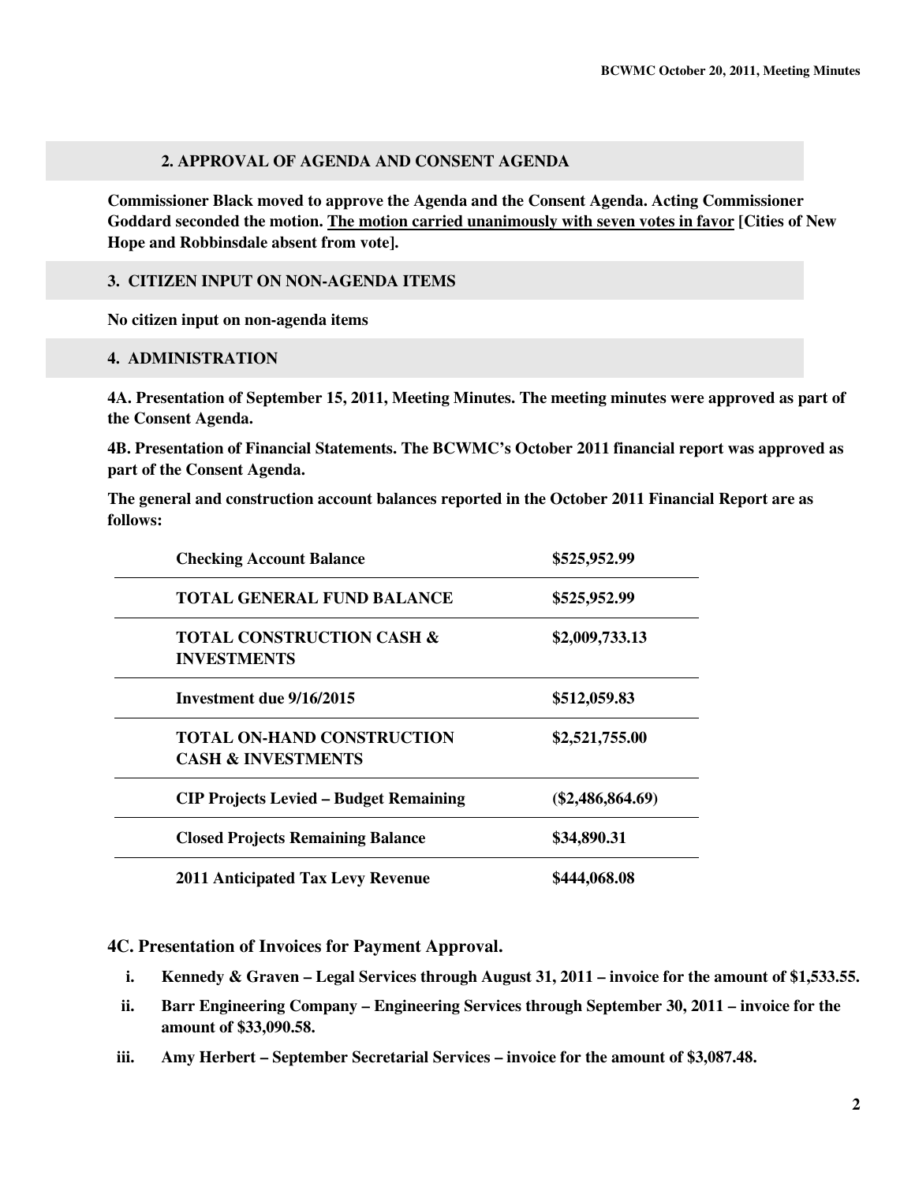## 2. APPROVAL OF AGENDA AND CONSENT AGENDA

**Commissioner Black moved to approve the Agenda and the Consent Agenda. Acting Commissioner Goddard seconded the motion. The motion carried unanimously with seven votes in favor [Cities of New Hope and Robbinsdale absent from vote].**

## 3. CITIZEN INPUT ON NON-AGENDA ITEMS

**No citizen input on non-agenda items**

## 4. ADMINISTRATION

**4A. Presentation of September 15, 2011, Meeting Minutes. The meeting minutes were approved as part of the Consent Agenda.**

**4B. Presentation of Financial Statements. The BCWMC's October 2011 financial report was approved as part of the Consent Agenda.**

**The general and construction account balances reported in the October 2011 Financial Report are as follows:**

| | |
|---|---|
| **Checking Account Balance** | **$525,952.99** |
| **TOTAL GENERAL FUND BALANCE** | **$525,952.99** |
| **TOTAL CONSTRUCTION CASH & INVESTMENTS** | **$2,009,733.13** |
| **Investment due 9/16/2015** | **$512,059.83** |
| **TOTAL ON-HAND CONSTRUCTION CASH & INVESTMENTS** | **$2,521,755.00** |
| **CIP Projects Levied – Budget Remaining** | **($2,486,864.69)** |
| **Closed Projects Remaining Balance** | **$34,890.31** |
| **2011 Anticipated Tax Levy Revenue** | **$444,068.08** |

### 4C. Presentation of Invoices for Payment Approval.

i. **Kennedy & Graven – Legal Services through August 31, 2011 – invoice for the amount of $1,533.55.**

ii. **Barr Engineering Company – Engineering Services through September 30, 2011 – invoice for the amount of $33,090.58.**

iii. **Amy Herbert – September Secretarial Services – invoice for the amount of $3,087.48.**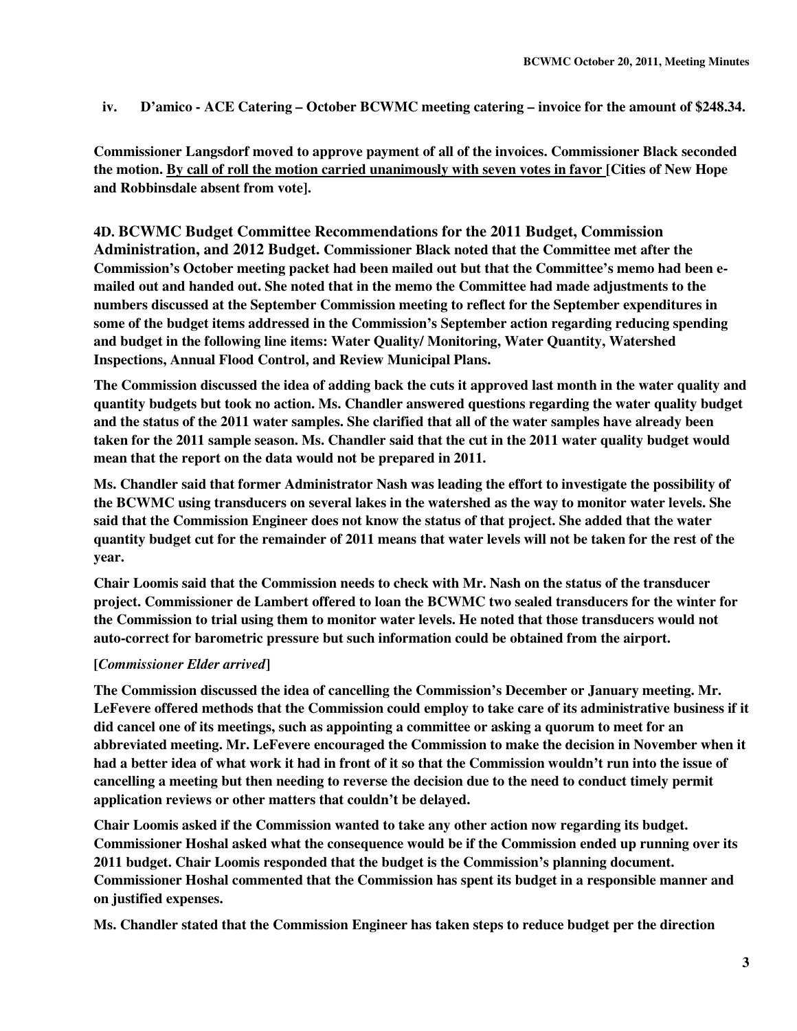**iv. D'amico - ACE Catering – October BCWMC meeting catering – invoice for the amount of $248.34.**

**Commissioner Langsdorf moved to approve payment of all of the invoices. Commissioner Black seconded the motion. <u>By call of roll the motion carried unanimously with seven votes in favor</u> [Cities of New Hope and Robbinsdale absent from vote].**

**4D. BCWMC Budget Committee Recommendations for the 2011 Budget, Commission Administration, and 2012 Budget. Commissioner Black noted that the Committee met after the Commission's October meeting packet had been mailed out but that the Committee's memo had been e-mailed out and handed out. She noted that in the memo the Committee had made adjustments to the numbers discussed at the September Commission meeting to reflect for the September expenditures in some of the budget items addressed in the Commission's September action regarding reducing spending and budget in the following line items: Water Quality/ Monitoring, Water Quantity, Watershed Inspections, Annual Flood Control, and Review Municipal Plans.**

**The Commission discussed the idea of adding back the cuts it approved last month in the water quality and quantity budgets but took no action. Ms. Chandler answered questions regarding the water quality budget and the status of the 2011 water samples. She clarified that all of the water samples have already been taken for the 2011 sample season. Ms. Chandler said that the cut in the 2011 water quality budget would mean that the report on the data would not be prepared in 2011.**

**Ms. Chandler said that former Administrator Nash was leading the effort to investigate the possibility of the BCWMC using transducers on several lakes in the watershed as the way to monitor water levels. She said that the Commission Engineer does not know the status of that project. She added that the water quantity budget cut for the remainder of 2011 means that water levels will not be taken for the rest of the year.**

**Chair Loomis said that the Commission needs to check with Mr. Nash on the status of the transducer project. Commissioner de Lambert offered to loan the BCWMC two sealed transducers for the winter for the Commission to trial using them to monitor water levels. He noted that those transducers would not auto-correct for barometric pressure but such information could be obtained from the airport.**

**[*Commissioner Elder arrived*]**

**The Commission discussed the idea of cancelling the Commission's December or January meeting. Mr. LeFevere offered methods that the Commission could employ to take care of its administrative business if it did cancel one of its meetings, such as appointing a committee or asking a quorum to meet for an abbreviated meeting. Mr. LeFevere encouraged the Commission to make the decision in November when it had a better idea of what work it had in front of it so that the Commission wouldn't run into the issue of cancelling a meeting but then needing to reverse the decision due to the need to conduct timely permit application reviews or other matters that couldn't be delayed.**

**Chair Loomis asked if the Commission wanted to take any other action now regarding its budget. Commissioner Hoshal asked what the consequence would be if the Commission ended up running over its 2011 budget. Chair Loomis responded that the budget is the Commission's planning document. Commissioner Hoshal commented that the Commission has spent its budget in a responsible manner and on justified expenses.**

**Ms. Chandler stated that the Commission Engineer has taken steps to reduce budget per the direction**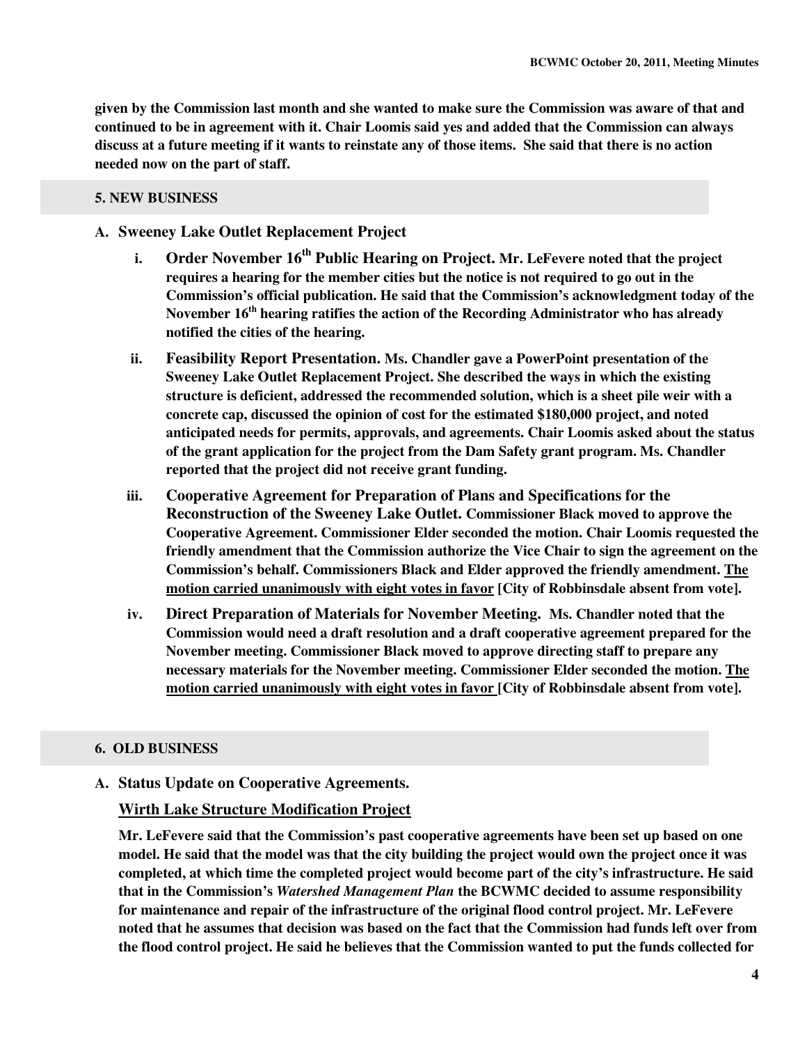**given by the Commission last month and she wanted to make sure the Commission was aware of that and continued to be in agreement with it. Chair Loomis said yes and added that the Commission can always discuss at a future meeting if it wants to reinstate any of those items. She said that there is no action needed now on the part of staff.**

## 5. NEW BUSINESS

**A. Sweeney Lake Outlet Replacement Project**

i. **Order November 16th Public Hearing on Project. Mr. LeFevere noted that the project requires a hearing for the member cities but the notice is not required to go out in the Commission's official publication. He said that the Commission's acknowledgment today of the November 16th hearing ratifies the action of the Recording Administrator who has already notified the cities of the hearing.**

ii. **Feasibility Report Presentation. Ms. Chandler gave a PowerPoint presentation of the Sweeney Lake Outlet Replacement Project. She described the ways in which the existing structure is deficient, addressed the recommended solution, which is a sheet pile weir with a concrete cap, discussed the opinion of cost for the estimated $180,000 project, and noted anticipated needs for permits, approvals, and agreements. Chair Loomis asked about the status of the grant application for the project from the Dam Safety grant program. Ms. Chandler reported that the project did not receive grant funding.**

iii. **Cooperative Agreement for Preparation of Plans and Specifications for the Reconstruction of the Sweeney Lake Outlet. Commissioner Black moved to approve the Cooperative Agreement. Commissioner Elder seconded the motion. Chair Loomis requested the friendly amendment that the Commission authorize the Vice Chair to sign the agreement on the Commission's behalf. Commissioners Black and Elder approved the friendly amendment. <u>The motion carried unanimously with eight votes in favor</u> [City of Robbinsdale absent from vote].**

iv. **Direct Preparation of Materials for November Meeting. Ms. Chandler noted that the Commission would need a draft resolution and a draft cooperative agreement prepared for the November meeting. Commissioner Black moved to approve directing staff to prepare any necessary materials for the November meeting. Commissioner Elder seconded the motion. <u>The motion carried unanimously with eight votes in favor</u> [City of Robbinsdale absent from vote].**

## 6. OLD BUSINESS

**A. Status Update on Cooperative Agreements.**

**<u>Wirth Lake Structure Modification Project</u>**

**Mr. LeFevere said that the Commission's past cooperative agreements have been set up based on one model. He said that the model was that the city building the project would own the project once it was completed, at which time the completed project would become part of the city's infrastructure. He said that in the Commission's *Watershed Management Plan* the BCWMC decided to assume responsibility for maintenance and repair of the infrastructure of the original flood control project. Mr. LeFevere noted that he assumes that decision was based on the fact that the Commission had funds left over from the flood control project. He said he believes that the Commission wanted to put the funds collected for**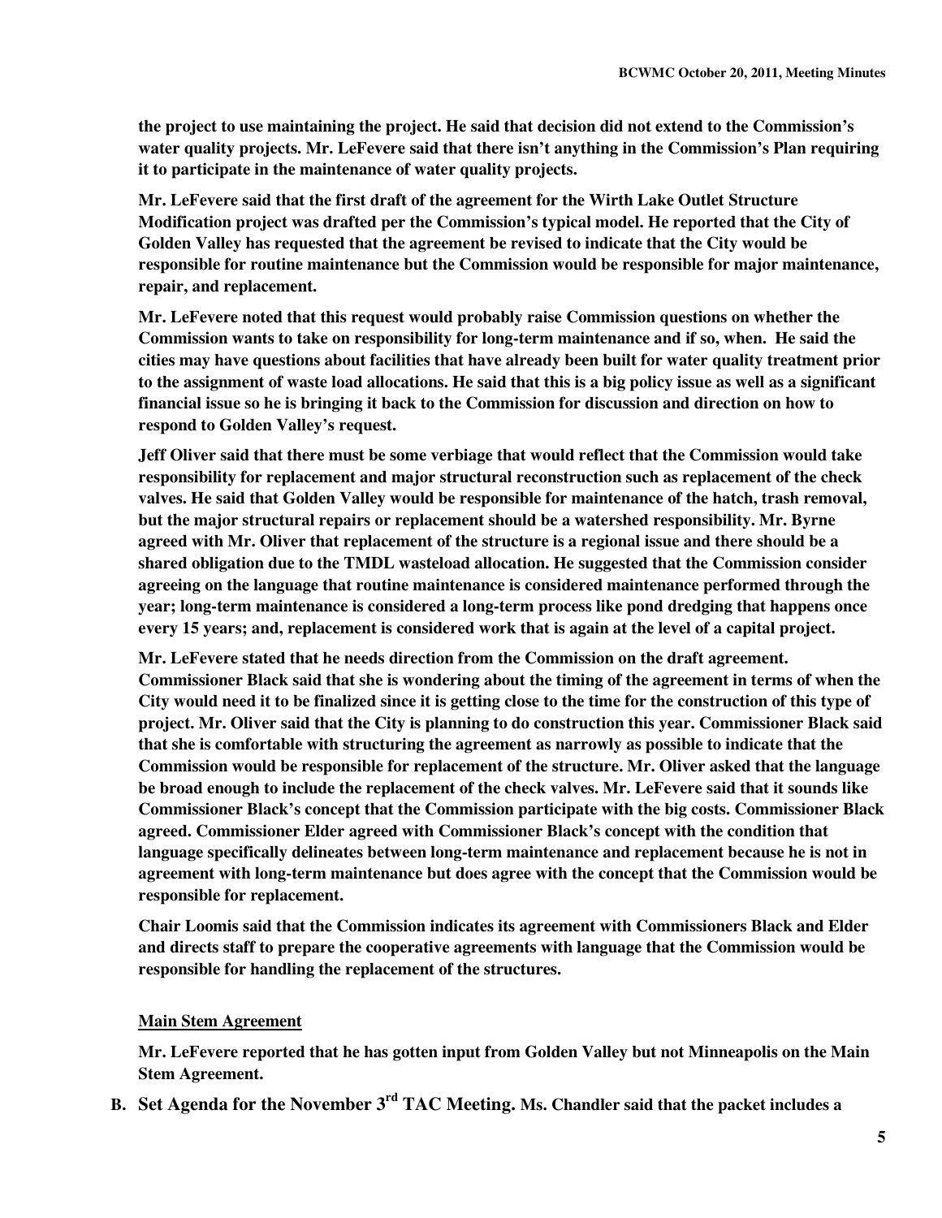**the project to use maintaining the project. He said that decision did not extend to the Commission's water quality projects. Mr. LeFevere said that there isn't anything in the Commission's Plan requiring it to participate in the maintenance of water quality projects.**

**Mr. LeFevere said that the first draft of the agreement for the Wirth Lake Outlet Structure Modification project was drafted per the Commission's typical model. He reported that the City of Golden Valley has requested that the agreement be revised to indicate that the City would be responsible for routine maintenance but the Commission would be responsible for major maintenance, repair, and replacement.**

**Mr. LeFevere noted that this request would probably raise Commission questions on whether the Commission wants to take on responsibility for long-term maintenance and if so, when. He said the cities may have questions about facilities that have already been built for water quality treatment prior to the assignment of waste load allocations. He said that this is a big policy issue as well as a significant financial issue so he is bringing it back to the Commission for discussion and direction on how to respond to Golden Valley's request.**

**Jeff Oliver said that there must be some verbiage that would reflect that the Commission would take responsibility for replacement and major structural reconstruction such as replacement of the check valves. He said that Golden Valley would be responsible for maintenance of the hatch, trash removal, but the major structural repairs or replacement should be a watershed responsibility. Mr. Byrne agreed with Mr. Oliver that replacement of the structure is a regional issue and there should be a shared obligation due to the TMDL wasteload allocation. He suggested that the Commission consider agreeing on the language that routine maintenance is considered maintenance performed through the year; long-term maintenance is considered a long-term process like pond dredging that happens once every 15 years; and, replacement is considered work that is again at the level of a capital project.**

**Mr. LeFevere stated that he needs direction from the Commission on the draft agreement. Commissioner Black said that she is wondering about the timing of the agreement in terms of when the City would need it to be finalized since it is getting close to the time for the construction of this type of project. Mr. Oliver said that the City is planning to do construction this year. Commissioner Black said that she is comfortable with structuring the agreement as narrowly as possible to indicate that the Commission would be responsible for replacement of the structure. Mr. Oliver asked that the language be broad enough to include the replacement of the check valves. Mr. LeFevere said that it sounds like Commissioner Black's concept that the Commission participate with the big costs. Commissioner Black agreed. Commissioner Elder agreed with Commissioner Black's concept with the condition that language specifically delineates between long-term maintenance and replacement because he is not in agreement with long-term maintenance but does agree with the concept that the Commission would be responsible for replacement.**

**Chair Loomis said that the Commission indicates its agreement with Commissioners Black and Elder and directs staff to prepare the cooperative agreements with language that the Commission would be responsible for handling the replacement of the structures.**

**Main Stem Agreement**

**Mr. LeFevere reported that he has gotten input from Golden Valley but not Minneapolis on the Main Stem Agreement.**

**B. Set Agenda for the November 3rd TAC Meeting.** **Ms. Chandler said that the packet includes a**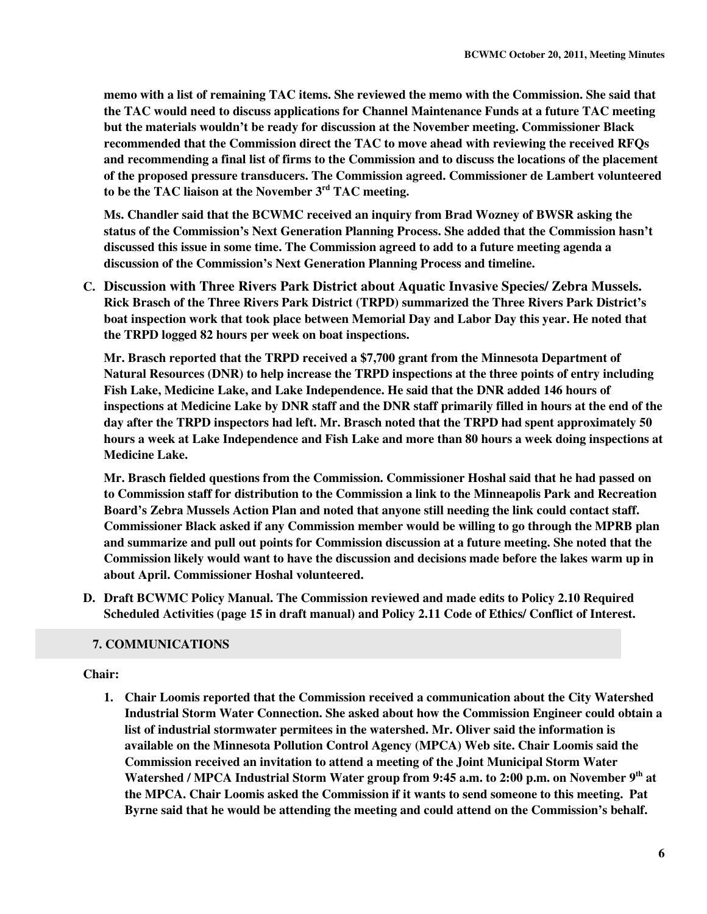**memo with a list of remaining TAC items. She reviewed the memo with the Commission. She said that the TAC would need to discuss applications for Channel Maintenance Funds at a future TAC meeting but the materials wouldn't be ready for discussion at the November meeting. Commissioner Black recommended that the Commission direct the TAC to move ahead with reviewing the received RFQs and recommending a final list of firms to the Commission and to discuss the locations of the placement of the proposed pressure transducers. The Commission agreed. Commissioner de Lambert volunteered to be the TAC liaison at the November 3rd TAC meeting.**

**Ms. Chandler said that the BCWMC received an inquiry from Brad Wozney of BWSR asking the status of the Commission's Next Generation Planning Process. She added that the Commission hasn't discussed this issue in some time. The Commission agreed to add to a future meeting agenda a discussion of the Commission's Next Generation Planning Process and timeline.**

**C. Discussion with Three Rivers Park District about Aquatic Invasive Species/ Zebra Mussels. Rick Brasch of the Three Rivers Park District (TRPD) summarized the Three Rivers Park District's boat inspection work that took place between Memorial Day and Labor Day this year. He noted that the TRPD logged 82 hours per week on boat inspections.**

**Mr. Brasch reported that the TRPD received a $7,700 grant from the Minnesota Department of Natural Resources (DNR) to help increase the TRPD inspections at the three points of entry including Fish Lake, Medicine Lake, and Lake Independence. He said that the DNR added 146 hours of inspections at Medicine Lake by DNR staff and the DNR staff primarily filled in hours at the end of the day after the TRPD inspectors had left. Mr. Brasch noted that the TRPD had spent approximately 50 hours a week at Lake Independence and Fish Lake and more than 80 hours a week doing inspections at Medicine Lake.**

**Mr. Brasch fielded questions from the Commission. Commissioner Hoshal said that he had passed on to Commission staff for distribution to the Commission a link to the Minneapolis Park and Recreation Board's Zebra Mussels Action Plan and noted that anyone still needing the link could contact staff. Commissioner Black asked if any Commission member would be willing to go through the MPRB plan and summarize and pull out points for Commission discussion at a future meeting. She noted that the Commission likely would want to have the discussion and decisions made before the lakes warm up in about April. Commissioner Hoshal volunteered.**

**D. Draft BCWMC Policy Manual. The Commission reviewed and made edits to Policy 2.10 Required Scheduled Activities (page 15 in draft manual) and Policy 2.11 Code of Ethics/ Conflict of Interest.**

## 7. COMMUNICATIONS

**Chair:**

1. **Chair Loomis reported that the Commission received a communication about the City Watershed Industrial Storm Water Connection. She asked about how the Commission Engineer could obtain a list of industrial stormwater permitees in the watershed. Mr. Oliver said the information is available on the Minnesota Pollution Control Agency (MPCA) Web site. Chair Loomis said the Commission received an invitation to attend a meeting of the Joint Municipal Storm Water Watershed / MPCA Industrial Storm Water group from 9:45 a.m. to 2:00 p.m. on November 9th at the MPCA. Chair Loomis asked the Commission if it wants to send someone to this meeting. Pat Byrne said that he would be attending the meeting and could attend on the Commission's behalf.**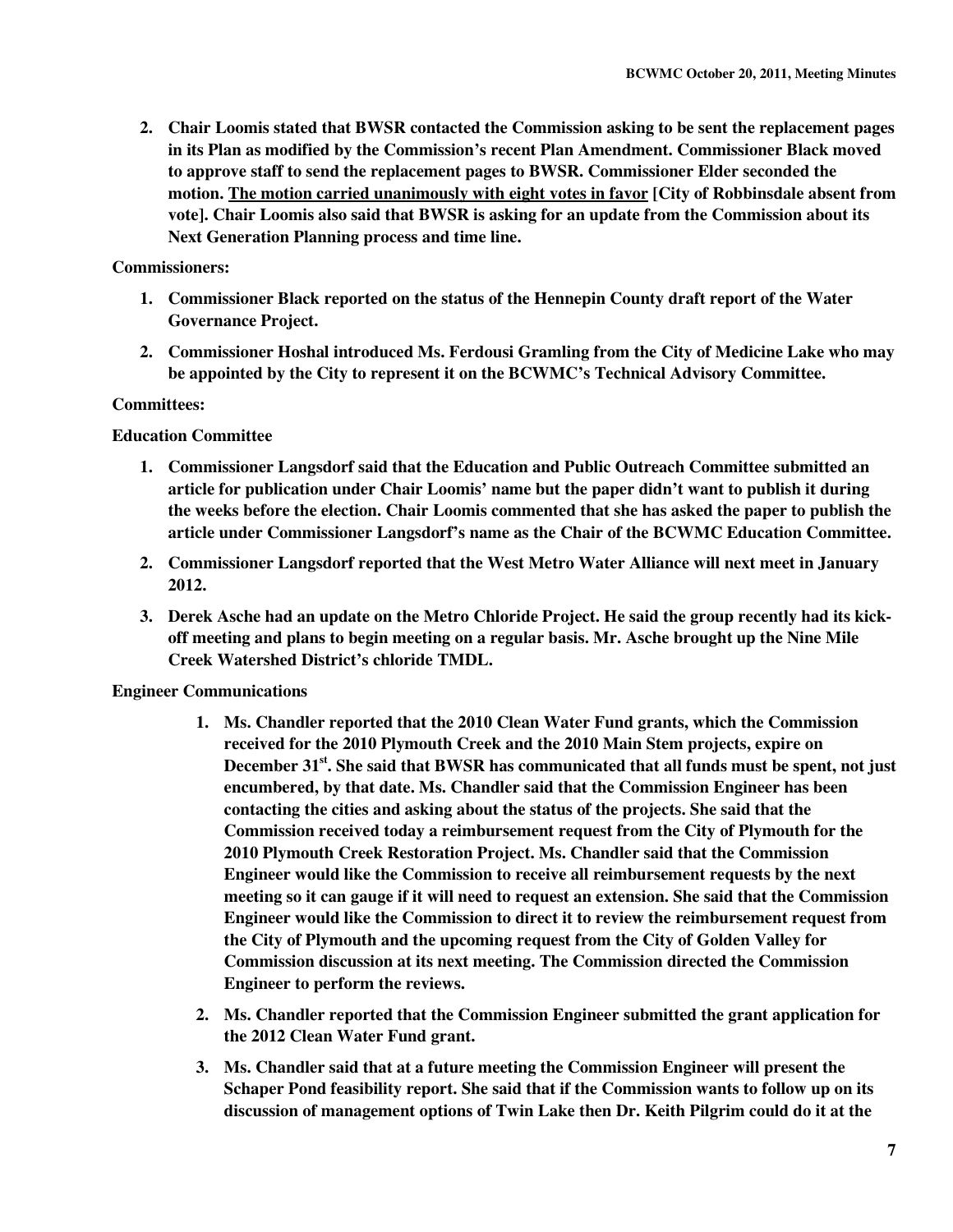2. **Chair Loomis stated that BWSR contacted the Commission asking to be sent the replacement pages in its Plan as modified by the Commission's recent Plan Amendment. Commissioner Black moved to approve staff to send the replacement pages to BWSR. Commissioner Elder seconded the motion. <u>The motion carried unanimously with eight votes in favor</u> [City of Robbinsdale absent from vote]. Chair Loomis also said that BWSR is asking for an update from the Commission about its Next Generation Planning process and time line.**

**Commissioners:**

1. **Commissioner Black reported on the status of the Hennepin County draft report of the Water Governance Project.**
2. **Commissioner Hoshal introduced Ms. Ferdousi Gramling from the City of Medicine Lake who may be appointed by the City to represent it on the BCWMC's Technical Advisory Committee.**

**Committees:**

**Education Committee**

1. **Commissioner Langsdorf said that the Education and Public Outreach Committee submitted an article for publication under Chair Loomis' name but the paper didn't want to publish it during the weeks before the election. Chair Loomis commented that she has asked the paper to publish the article under Commissioner Langsdorf's name as the Chair of the BCWMC Education Committee.**
2. **Commissioner Langsdorf reported that the West Metro Water Alliance will next meet in January 2012.**
3. **Derek Asche had an update on the Metro Chloride Project. He said the group recently had its kick-off meeting and plans to begin meeting on a regular basis. Mr. Asche brought up the Nine Mile Creek Watershed District's chloride TMDL.**

**Engineer Communications**

1. **Ms. Chandler reported that the 2010 Clean Water Fund grants, which the Commission received for the 2010 Plymouth Creek and the 2010 Main Stem projects, expire on December 31st. She said that BWSR has communicated that all funds must be spent, not just encumbered, by that date. Ms. Chandler said that the Commission Engineer has been contacting the cities and asking about the status of the projects. She said that the Commission received today a reimbursement request from the City of Plymouth for the 2010 Plymouth Creek Restoration Project. Ms. Chandler said that the Commission Engineer would like the Commission to receive all reimbursement requests by the next meeting so it can gauge if it will need to request an extension. She said that the Commission Engineer would like the Commission to direct it to review the reimbursement request from the City of Plymouth and the upcoming request from the City of Golden Valley for Commission discussion at its next meeting. The Commission directed the Commission Engineer to perform the reviews.**
2. **Ms. Chandler reported that the Commission Engineer submitted the grant application for the 2012 Clean Water Fund grant.**
3. **Ms. Chandler said that at a future meeting the Commission Engineer will present the Schaper Pond feasibility report. She said that if the Commission wants to follow up on its discussion of management options of Twin Lake then Dr. Keith Pilgrim could do it at the**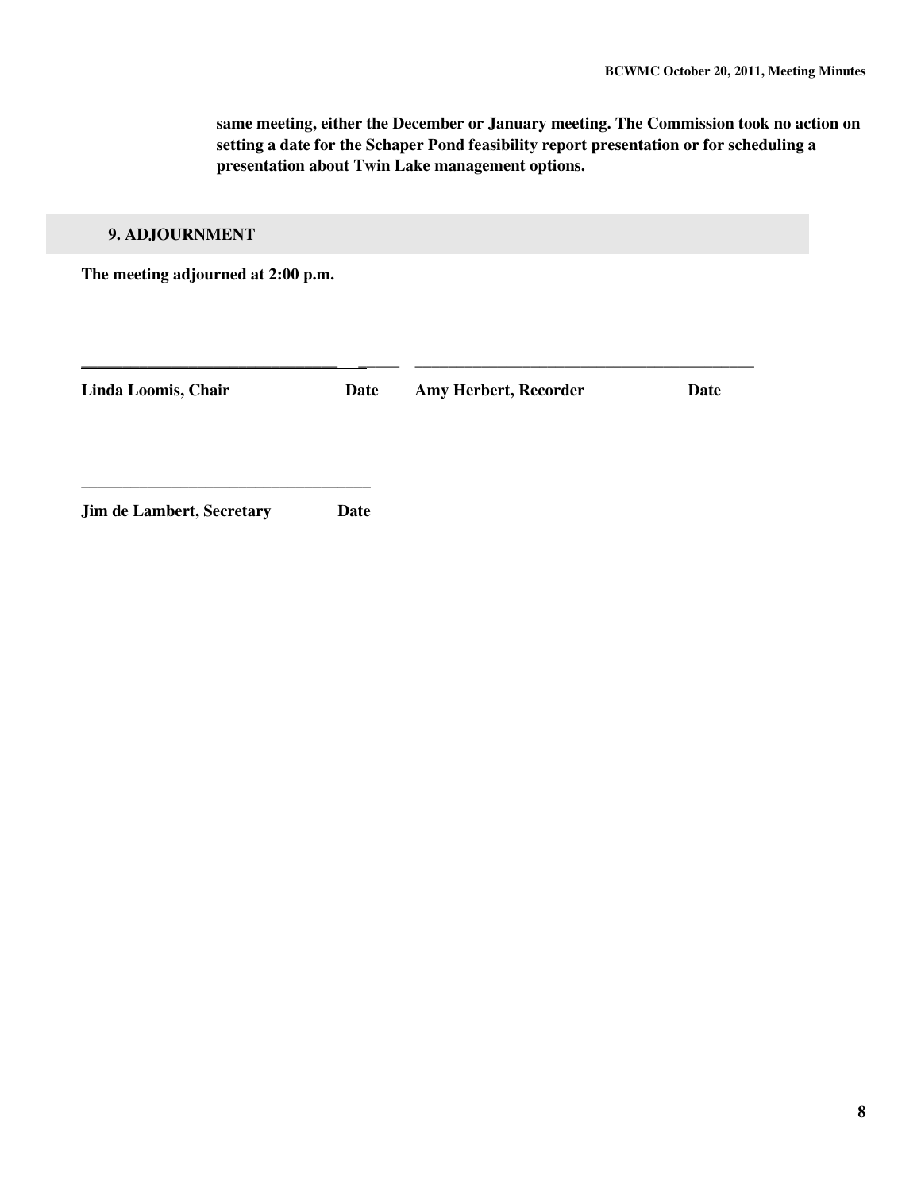**same meeting, either the December or January meeting. The Commission took no action on setting a date for the Schaper Pond feasibility report presentation or for scheduling a presentation about Twin Lake management options.**

## 9. ADJOURNMENT

**The meeting adjourned at 2:00 p.m.**

\_\_\_\_\_\_\_\_\_\_\_\_\_\_\_\_\_\_\_\_\_\_\_\_\_\_\_\_\_\_\_\_\_\_\_\_ \_\_\_\_\_\_\_\_\_\_\_\_\_\_\_\_\_\_\_\_\_\_\_\_\_\_\_\_\_\_\_\_\_\_\_\_\_\_\_\_\_\_\_\_\_

**Linda Loomis, Chair Date Amy Herbert, Recorder Date**

\_\_\_\_\_\_\_\_\_\_\_\_\_\_\_\_\_\_\_\_\_\_\_\_\_\_\_\_\_\_\_\_\_\_\_\_

**Jim de Lambert, Secretary Date**